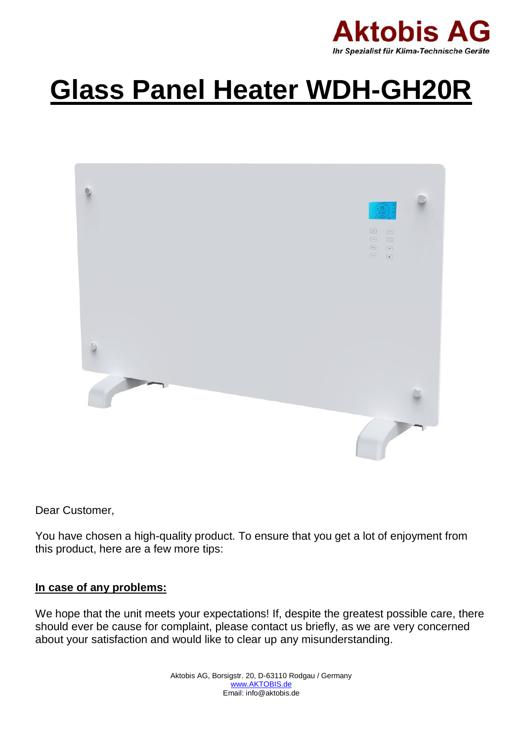**Aktobis AG**

*Ihr Spezialist für Klima-Technische Geräte*

# Glass Panel Heater WDH-GH20R

Dear Customer,

You have chosen a high-quality product. To ensure that you get a lot of enjoyment from this product, here are a few more tips:

## In case of any problems:

We hope that the unit meets your expectations! If, despite the greatest possible care, there should ever be cause for complaint, please contact us briefly, as we are very concerned about your satisfaction and would like to clear up any misunderstanding.

Aktobis AG, Borsigstr. 20, D-63110 Rodgau / Germany
www.AKTOBIS.de
Email: info@aktobis.de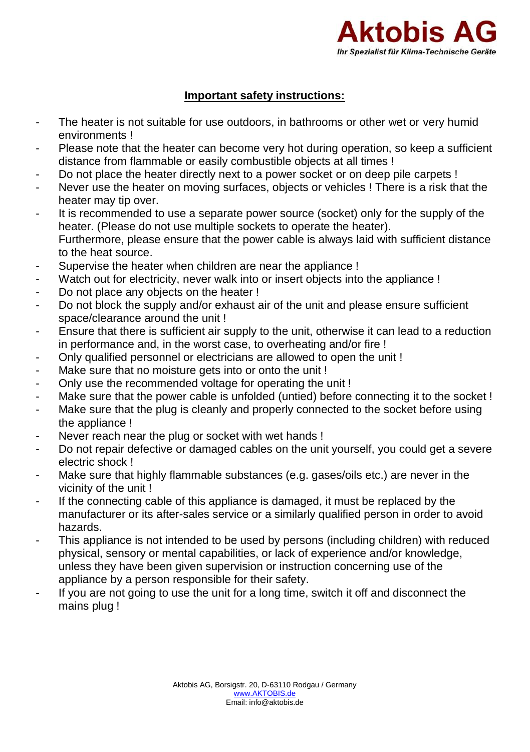## Important safety instructions:

- The heater is not suitable for use outdoors, in bathrooms or other wet or very humid environments !
- Please note that the heater can become very hot during operation, so keep a sufficient distance from flammable or easily combustible objects at all times !
- Do not place the heater directly next to a power socket or on deep pile carpets !
- Never use the heater on moving surfaces, objects or vehicles ! There is a risk that the heater may tip over.
- It is recommended to use a separate power source (socket) only for the supply of the heater. (Please do not use multiple sockets to operate the heater).
  Furthermore, please ensure that the power cable is always laid with sufficient distance to the heat source.
- Supervise the heater when children are near the appliance !
- Watch out for electricity, never walk into or insert objects into the appliance !
- Do not place any objects on the heater !
- Do not block the supply and/or exhaust air of the unit and please ensure sufficient space/clearance around the unit !
- Ensure that there is sufficient air supply to the unit, otherwise it can lead to a reduction in performance and, in the worst case, to overheating and/or fire !
- Only qualified personnel or electricians are allowed to open the unit !
- Make sure that no moisture gets into or onto the unit !
- Only use the recommended voltage for operating the unit !
- Make sure that the power cable is unfolded (untied) before connecting it to the socket !
- Make sure that the plug is cleanly and properly connected to the socket before using the appliance !
- Never reach near the plug or socket with wet hands !
- Do not repair defective or damaged cables on the unit yourself, you could get a severe electric shock !
- Make sure that highly flammable substances (e.g. gases/oils etc.) are never in the vicinity of the unit !
- If the connecting cable of this appliance is damaged, it must be replaced by the manufacturer or its after-sales service or a similarly qualified person in order to avoid hazards.
- This appliance is not intended to be used by persons (including children) with reduced physical, sensory or mental capabilities, or lack of experience and/or knowledge, unless they have been given supervision or instruction concerning use of the appliance by a person responsible for their safety.
- If you are not going to use the unit for a long time, switch it off and disconnect the mains plug !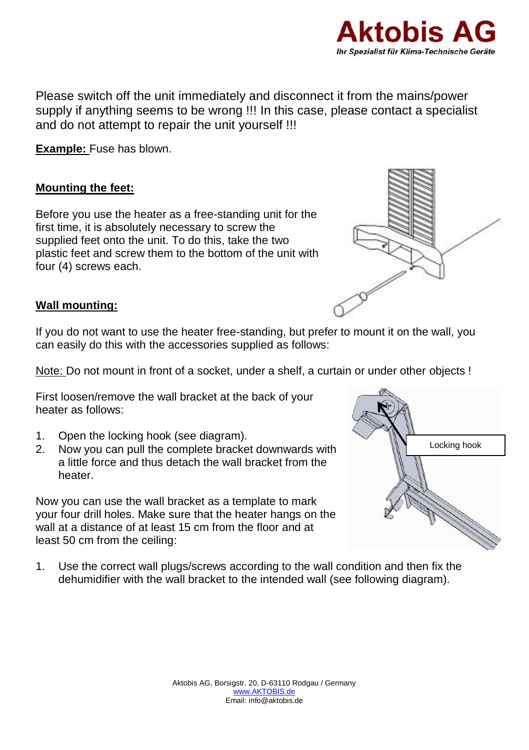Please switch off the unit immediately and disconnect it from the mains/power supply if anything seems to be wrong !!! In this case, please contact a specialist and do not attempt to repair the unit yourself !!!

**Example:** Fuse has blown.

## Mounting the feet:

Before you use the heater as a free-standing unit for the first time, it is absolutely necessary to screw the supplied feet onto the unit. To do this, take the two plastic feet and screw them to the bottom of the unit with four (4) screws each.

## Wall mounting:

If you do not want to use the heater free-standing, but prefer to mount it on the wall, you can easily do this with the accessories supplied as follows:

Note: Do not mount in front of a socket, under a shelf, a curtain or under other objects !

First loosen/remove the wall bracket at the back of your heater as follows:

1. Open the locking hook (see diagram).
2. Now you can pull the complete bracket downwards with a little force and thus detach the wall bracket from the heater.

Locking hook

Now you can use the wall bracket as a template to mark your four drill holes. Make sure that the heater hangs on the wall at a distance of at least 15 cm from the floor and at least 50 cm from the ceiling:

1. Use the correct wall plugs/screws according to the wall condition and then fix the dehumidifier with the wall bracket to the intended wall (see following diagram).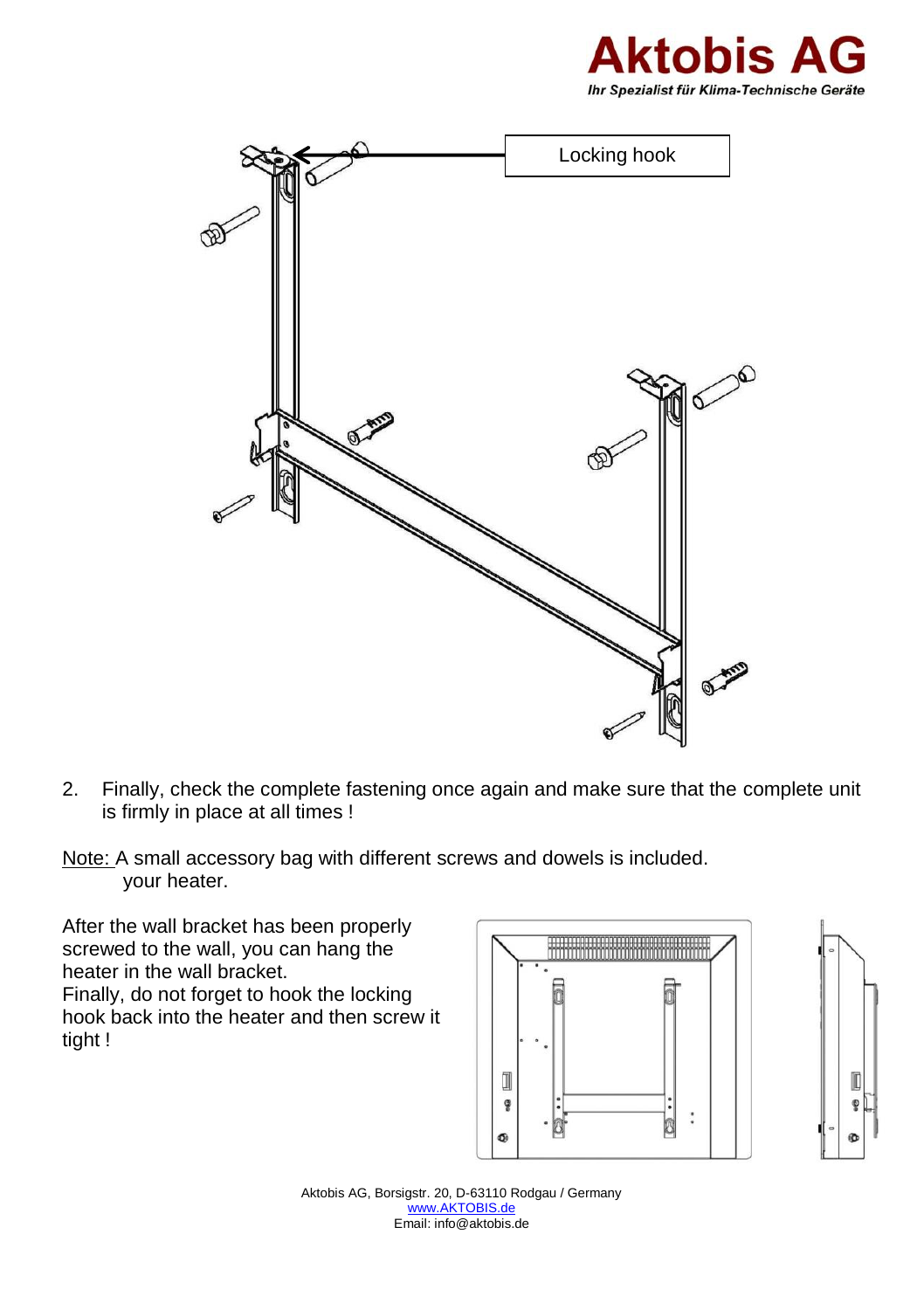Locking hook

2. Finally, check the complete fastening once again and make sure that the complete unit is firmly in place at all times !

Note: A small accessory bag with different screws and dowels is included.
your heater.

After the wall bracket has been properly screwed to the wall, you can hang the heater in the wall bracket.
Finally, do not forget to hook the locking hook back into the heater and then screw it tight !

Aktobis AG, Borsigstr. 20, D-63110 Rodgau / Germany
www.AKTOBIS.de
Email: info@aktobis.de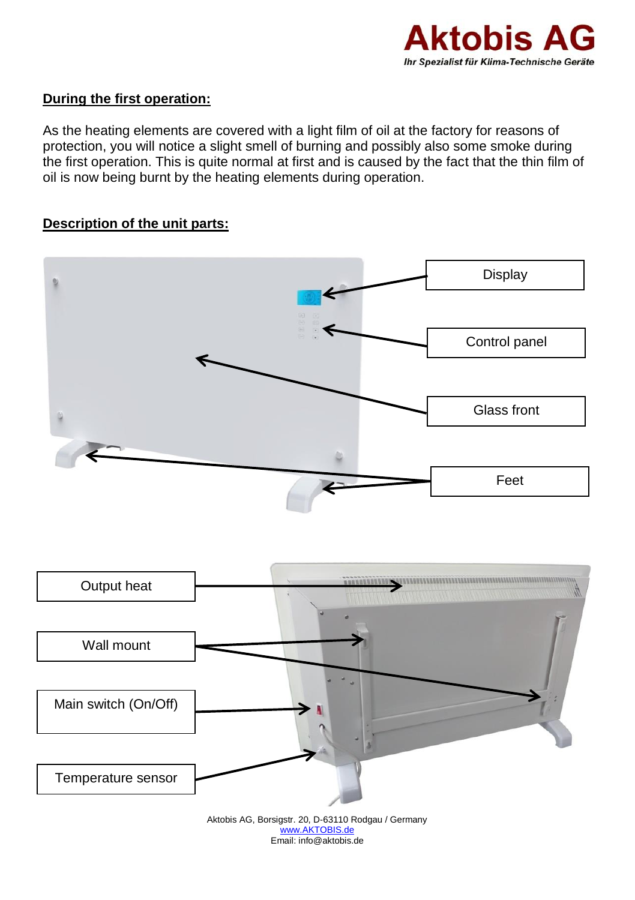## During the first operation:

As the heating elements are covered with a light film of oil at the factory for reasons of protection, you will notice a slight smell of burning and possibly also some smoke during the first operation. This is quite normal at first and is caused by the fact that the thin film of oil is now being burnt by the heating elements during operation.

## Description of the unit parts:

Display

Control panel

Glass front

Feet

Output heat

Wall mount

Main switch (On/Off)

Temperature sensor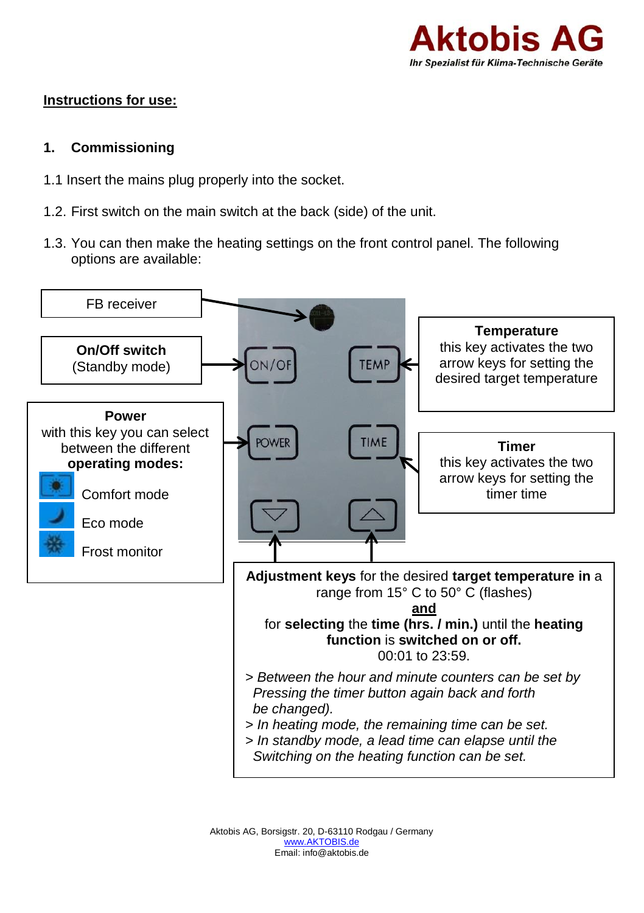**Instructions for use:**

## 1. Commissioning

1.1 Insert the mains plug properly into the socket.

1.2. First switch on the main switch at the back (side) of the unit.

1.3. You can then make the heating settings on the front control panel. The following options are available:

FB receiver

**On/Off switch**
(Standby mode)

**Power**
with this key you can select between the different **operating modes:**

- Comfort mode
- Eco mode
- Frost monitor

**Temperature**
this key activates the two arrow keys for setting the desired target temperature

**Timer**
this key activates the two arrow keys for setting the timer time

**Adjustment keys** for the desired **target temperature in** a range from 15° C to 50° C (flashes)
**and**
for **selecting** the **time (hrs. / min.)** until the **heating function** is **switched on or off.**
00:01 to 23:59.

*> Between the hour and minute counters can be set by Pressing the timer button again back and forth be changed).*
*> In heating mode, the remaining time can be set.*
*> In standby mode, a lead time can elapse until the Switching on the heating function can be set.*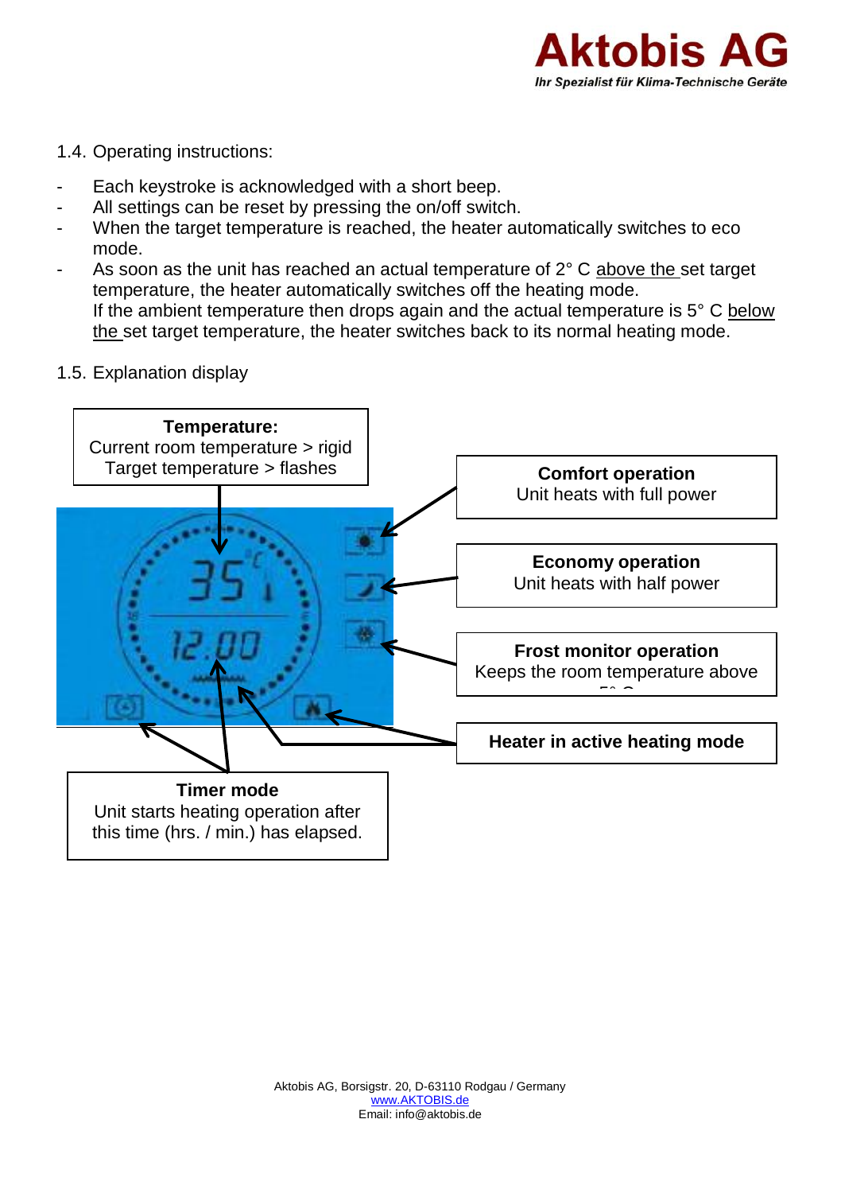1.4. Operating instructions:

- Each keystroke is acknowledged with a short beep.
- All settings can be reset by pressing the on/off switch.
- When the target temperature is reached, the heater automatically switches to eco mode.
- As soon as the unit has reached an actual temperature of 2° C above the set target temperature, the heater automatically switches off the heating mode.
  If the ambient temperature then drops again and the actual temperature is 5° C below the set target temperature, the heater switches back to its normal heating mode.

1.5. Explanation display

**Temperature:**
Current room temperature > rigid
Target temperature > flashes

**Comfort operation**
Unit heats with full power

**Economy operation**
Unit heats with half power

**Frost monitor operation**
Keeps the room temperature above 5° C

**Heater in active heating mode**

**Timer mode**
Unit starts heating operation after this time (hrs. / min.) has elapsed.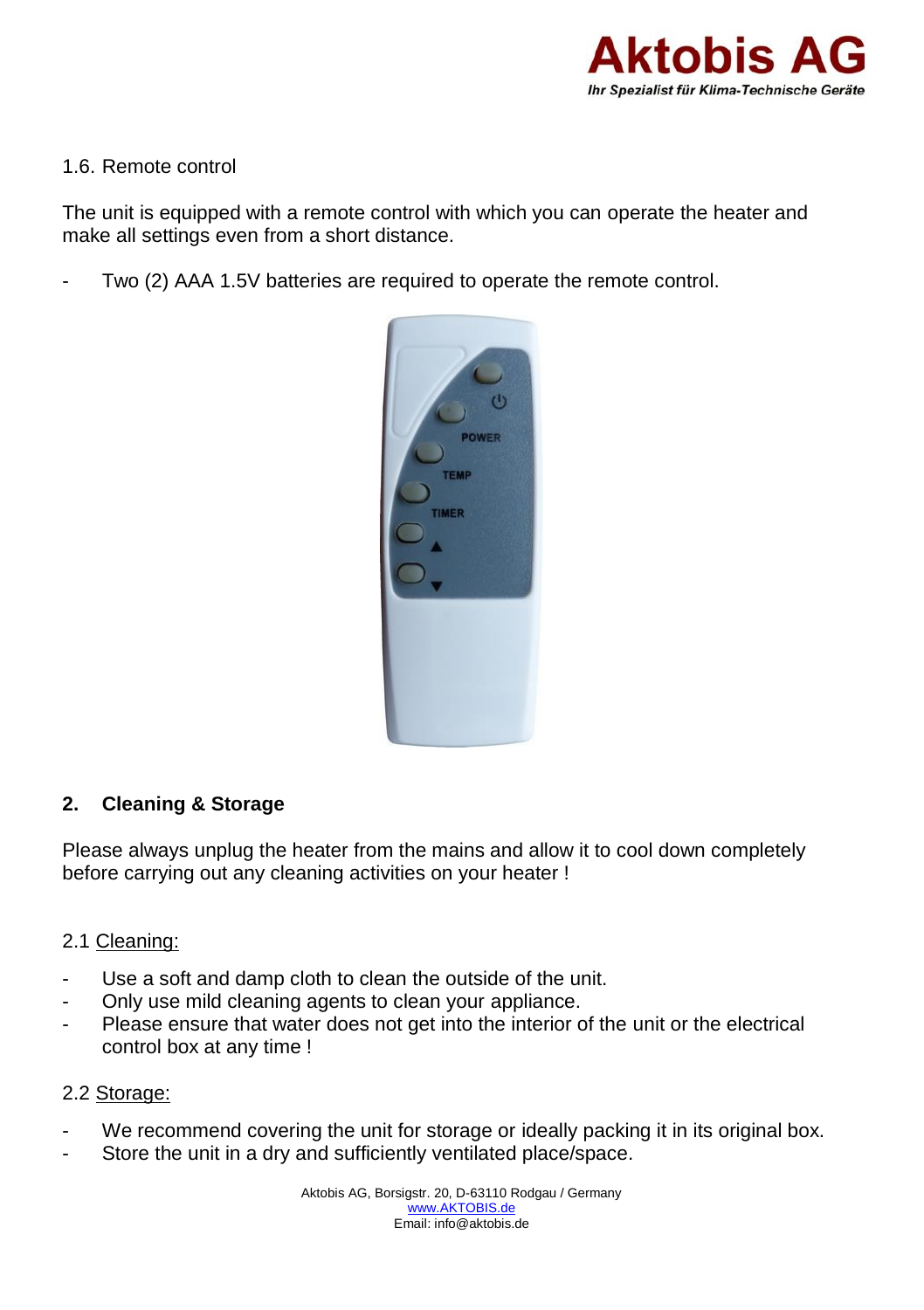1.6. Remote control

The unit is equipped with a remote control with which you can operate the heater and make all settings even from a short distance.

- Two (2) AAA 1.5V batteries are required to operate the remote control.

## 2. Cleaning & Storage

Please always unplug the heater from the mains and allow it to cool down completely before carrying out any cleaning activities on your heater !

2.1 Cleaning:

- Use a soft and damp cloth to clean the outside of the unit.
- Only use mild cleaning agents to clean your appliance.
- Please ensure that water does not get into the interior of the unit or the electrical control box at any time !

2.2 Storage:

- We recommend covering the unit for storage or ideally packing it in its original box.
- Store the unit in a dry and sufficiently ventilated place/space.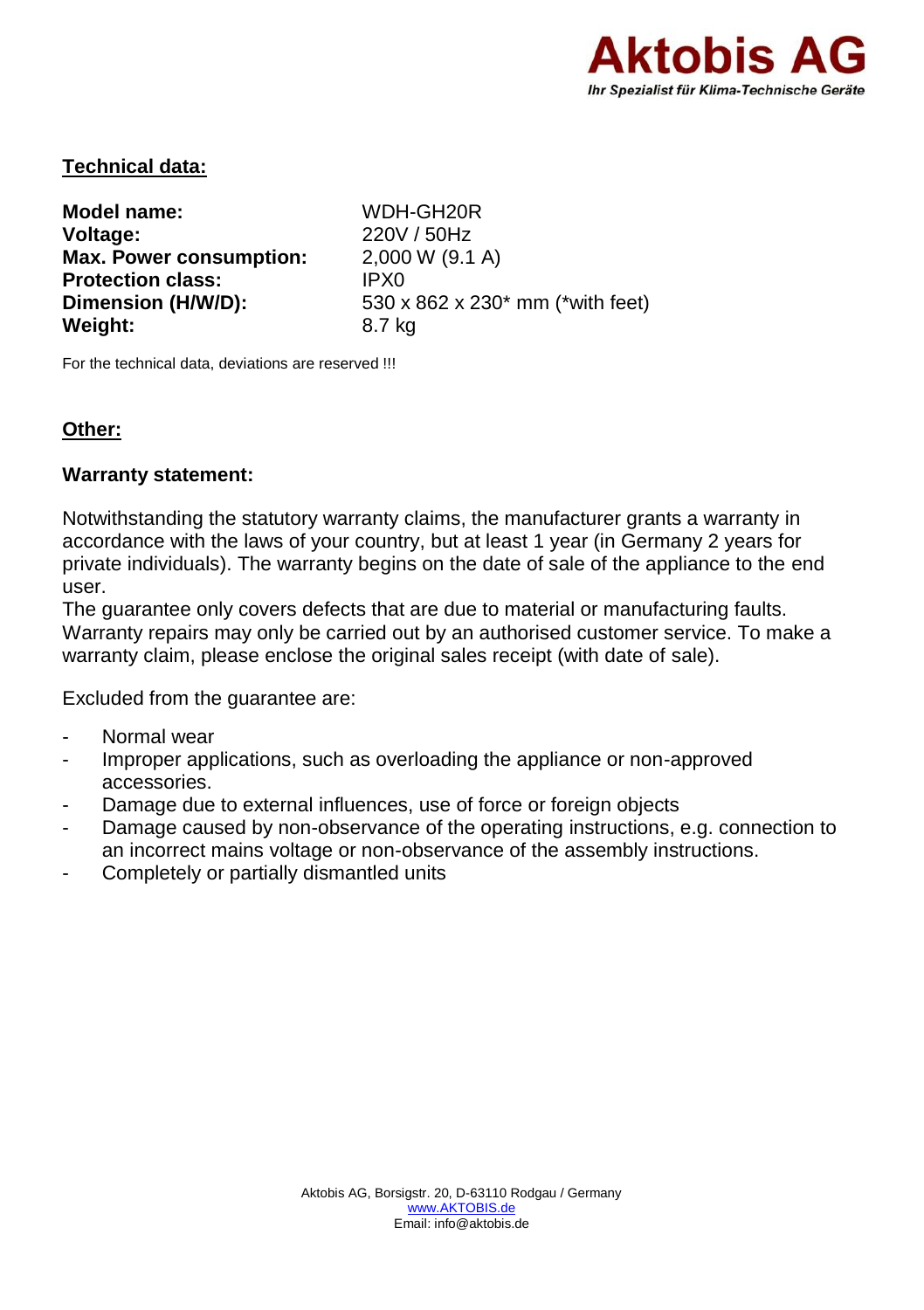Aktobis AG
Ihr Spezialist für Klima-Technische Geräte

## Technical data:

| | |
|---|---|
| **Model name:** | WDH-GH20R |
| **Voltage:** | 220V / 50Hz |
| **Max. Power consumption:** | 2,000 W (9.1 A) |
| **Protection class:** | IPX0 |
| **Dimension (H/W/D):** | 530 x 862 x 230* mm (*with feet) |
| **Weight:** | 8.7 kg |

For the technical data, deviations are reserved !!!

## Other:

### Warranty statement:

Notwithstanding the statutory warranty claims, the manufacturer grants a warranty in accordance with the laws of your country, but at least 1 year (in Germany 2 years for private individuals). The warranty begins on the date of sale of the appliance to the end user.
The guarantee only covers defects that are due to material or manufacturing faults. Warranty repairs may only be carried out by an authorised customer service. To make a warranty claim, please enclose the original sales receipt (with date of sale).

Excluded from the guarantee are:

- Normal wear
- Improper applications, such as overloading the appliance or non-approved accessories.
- Damage due to external influences, use of force or foreign objects
- Damage caused by non-observance of the operating instructions, e.g. connection to an incorrect mains voltage or non-observance of the assembly instructions.
- Completely or partially dismantled units

Aktobis AG, Borsigstr. 20, D-63110 Rodgau / Germany
www.AKTOBIS.de
Email: info@aktobis.de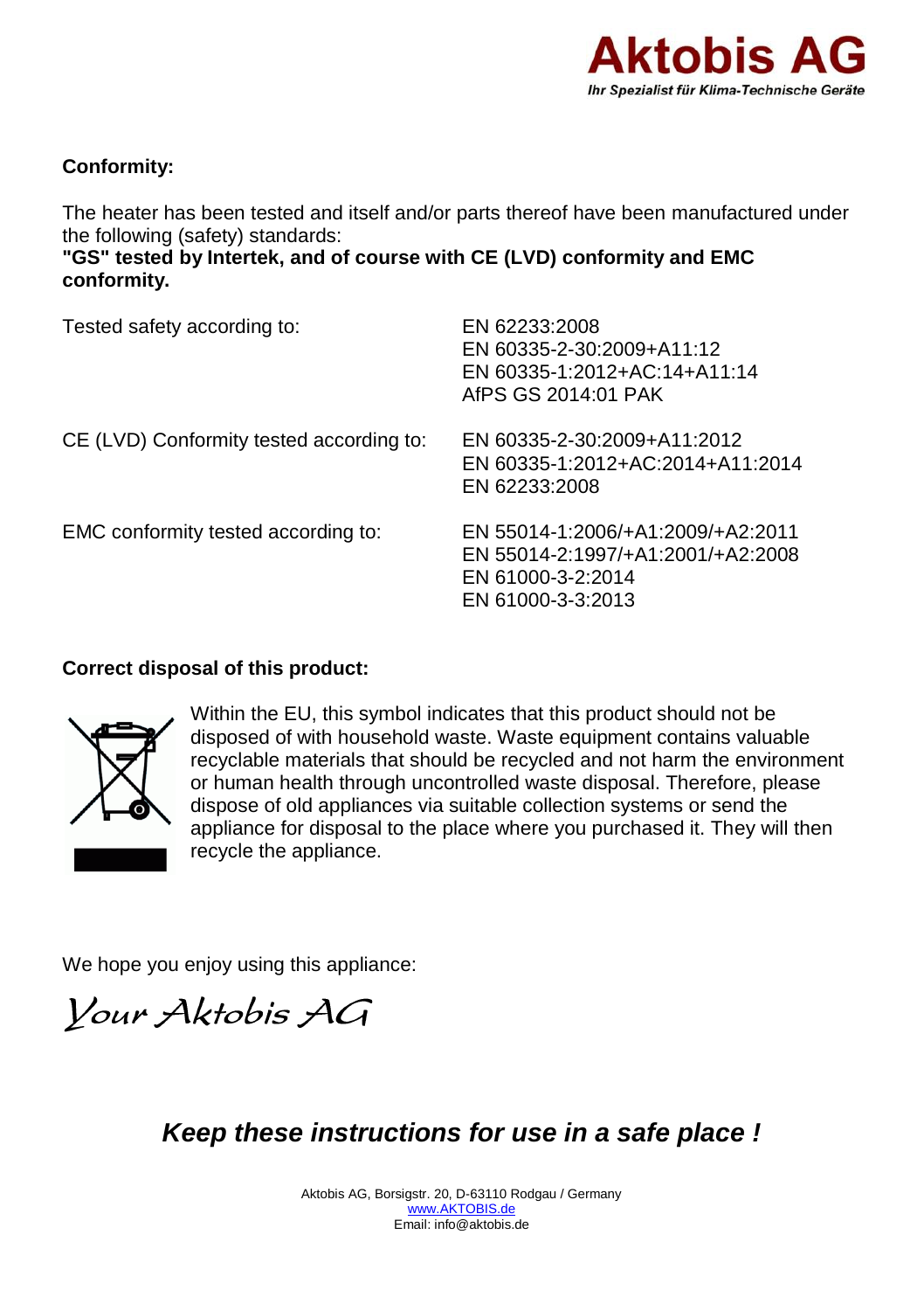**Aktobis AG**
*Ihr Spezialist für Klima-Technische Geräte*

**Conformity:**

The heater has been tested and itself and/or parts thereof have been manufactured under the following (safety) standards:
**"GS" tested by Intertek, and of course with CE (LVD) conformity and EMC conformity.**

| | |
|---|---|
| Tested safety according to: | EN 62233:2008<br>EN 60335-2-30:2009+A11:12<br>EN 60335-1:2012+AC:14+A11:14<br>AfPS GS 2014:01 PAK |
| CE (LVD) Conformity tested according to: | EN 60335-2-30:2009+A11:2012<br>EN 60335-1:2012+AC:2014+A11:2014<br>EN 62233:2008 |
| EMC conformity tested according to: | EN 55014-1:2006/+A1:2009/+A2:2011<br>EN 55014-2:1997/+A1:2001/+A2:2008<br>EN 61000-3-2:2014<br>EN 61000-3-3:2013 |

**Correct disposal of this product:**

Within the EU, this symbol indicates that this product should not be disposed of with household waste. Waste equipment contains valuable recyclable materials that should be recycled and not harm the environment or human health through uncontrolled waste disposal. Therefore, please dispose of old appliances via suitable collection systems or send the appliance for disposal to the place where you purchased it. They will then recycle the appliance.

We hope you enjoy using this appliance:

*Your Aktobis AG*

***Keep these instructions for use in a safe place !***

Aktobis AG, Borsigstr. 20, D-63110 Rodgau / Germany
www.AKTOBIS.de
Email: info@aktobis.de